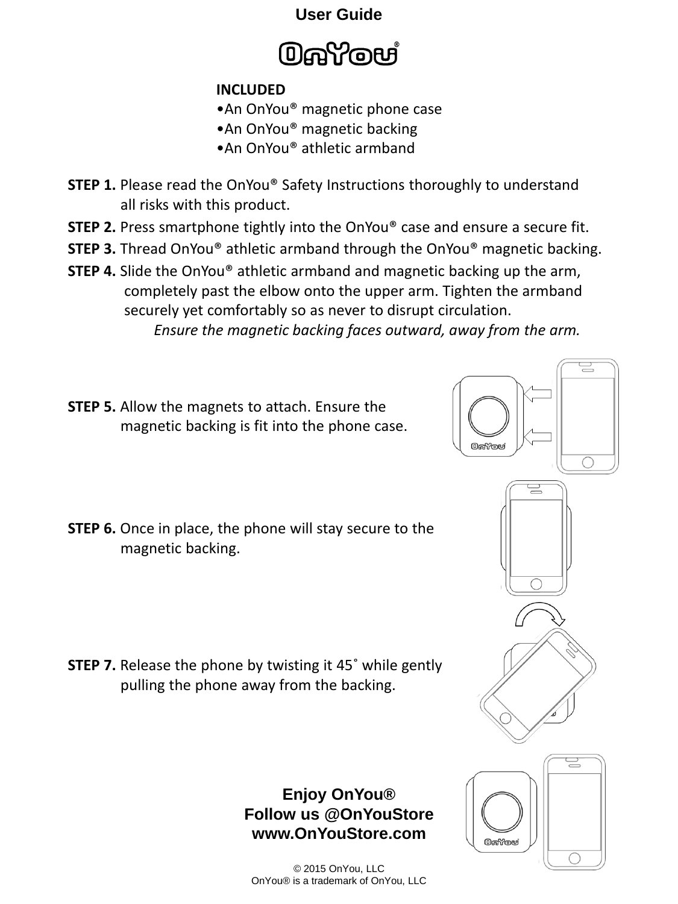# User Guide

## OnYou®

**INCLUDED**

- •An OnYou® magnetic phone case
- •An OnYou® magnetic backing
- •An OnYou® athletic armband

**STEP 1.** Please read the OnYou® Safety Instructions thoroughly to understand all risks with this product.

**STEP 2.** Press smartphone tightly into the OnYou® case and ensure a secure fit.

**STEP 3.** Thread OnYou® athletic armband through the OnYou® magnetic backing.

**STEP 4.** Slide the OnYou® athletic armband and magnetic backing up the arm, completely past the elbow onto the upper arm. Tighten the armband securely yet comfortably so as never to disrupt circulation.

*Ensure the magnetic backing faces outward, away from the arm.*

**STEP 5.** Allow the magnets to attach. Ensure the magnetic backing is fit into the phone case.

**STEP 6.** Once in place, the phone will stay secure to the magnetic backing.

**STEP 7.** Release the phone by twisting it 45˚ while gently pulling the phone away from the backing.

**Enjoy OnYou®**
**Follow us @OnYouStore**
**www.OnYouStore.com**

© 2015 OnYou, LLC
OnYou® is a trademark of OnYou, LLC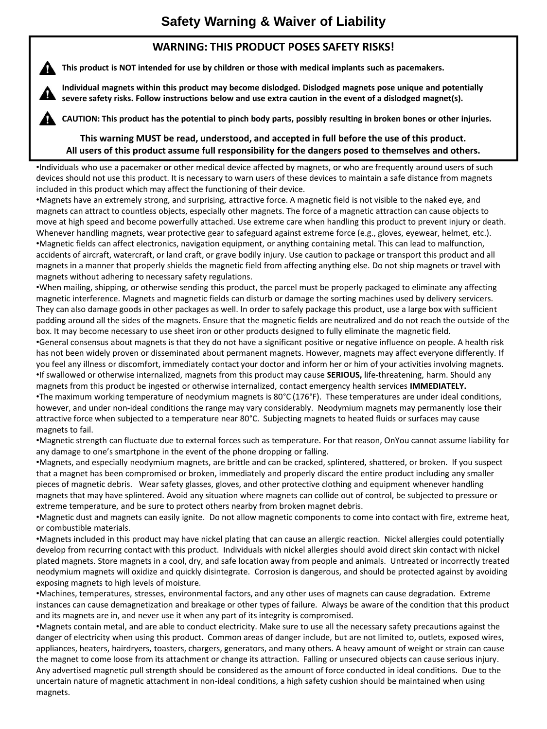# Safety Warning & Waiver of Liability

## WARNING: THIS PRODUCT POSES SAFETY RISKS!

**This product is NOT intended for use by children or those with medical implants such as pacemakers.**

**Individual magnets within this product may become dislodged. Dislodged magnets pose unique and potentially severe safety risks. Follow instructions below and use extra caution in the event of a dislodged magnet(s).**

**CAUTION: This product has the potential to pinch body parts, possibly resulting in broken bones or other injuries.**

**This warning MUST be read, understood, and accepted in full before the use of this product.**
**All users of this product assume full responsibility for the dangers posed to themselves and others.**

- Individuals who use a pacemaker or other medical device affected by magnets, or who are frequently around users of such devices should not use this product. It is necessary to warn users of these devices to maintain a safe distance from magnets included in this product which may affect the functioning of their device.
- Magnets have an extremely strong, and surprising, attractive force. A magnetic field is not visible to the naked eye, and magnets can attract to countless objects, especially other magnets. The force of a magnetic attraction can cause objects to move at high speed and become powerfully attached. Use extreme care when handling this product to prevent injury or death. Whenever handling magnets, wear protective gear to safeguard against extreme force (e.g., gloves, eyewear, helmet, etc.).
- Magnetic fields can affect electronics, navigation equipment, or anything containing metal. This can lead to malfunction, accidents of aircraft, watercraft, or land craft, or grave bodily injury. Use caution to package or transport this product and all magnets in a manner that properly shields the magnetic field from affecting anything else. Do not ship magnets or travel with magnets without adhering to necessary safety regulations.
- When mailing, shipping, or otherwise sending this product, the parcel must be properly packaged to eliminate any affecting magnetic interference. Magnets and magnetic fields can disturb or damage the sorting machines used by delivery servicers. They can also damage goods in other packages as well. In order to safely package this product, use a large box with sufficient padding around all the sides of the magnets. Ensure that the magnetic fields are neutralized and do not reach the outside of the box. It may become necessary to use sheet iron or other products designed to fully eliminate the magnetic field.
- General consensus about magnets is that they do not have a significant positive or negative influence on people. A health risk has not been widely proven or disseminated about permanent magnets. However, magnets may affect everyone differently. If you feel any illness or discomfort, immediately contact your doctor and inform her or him of your activities involving magnets.
- If swallowed or otherwise internalized, magnets from this product may cause **SERIOUS,** life-threatening, harm. Should any magnets from this product be ingested or otherwise internalized, contact emergency health services **IMMEDIATELY.**
- The maximum working temperature of neodymium magnets is 80°C (176°F). These temperatures are under ideal conditions, however, and under non-ideal conditions the range may vary considerably. Neodymium magnets may permanently lose their attractive force when subjected to a temperature near 80°C. Subjecting magnets to heated fluids or surfaces may cause magnets to fail.
- Magnetic strength can fluctuate due to external forces such as temperature. For that reason, OnYou cannot assume liability for any damage to one's smartphone in the event of the phone dropping or falling.
- Magnets, and especially neodymium magnets, are brittle and can be cracked, splintered, shattered, or broken. If you suspect that a magnet has been compromised or broken, immediately and properly discard the entire product including any smaller pieces of magnetic debris. Wear safety glasses, gloves, and other protective clothing and equipment whenever handling magnets that may have splintered. Avoid any situation where magnets can collide out of control, be subjected to pressure or extreme temperature, and be sure to protect others nearby from broken magnet debris.
- Magnetic dust and magnets can easily ignite. Do not allow magnetic components to come into contact with fire, extreme heat, or combustible materials.
- Magnets included in this product may have nickel plating that can cause an allergic reaction. Nickel allergies could potentially develop from recurring contact with this product. Individuals with nickel allergies should avoid direct skin contact with nickel plated magnets. Store magnets in a cool, dry, and safe location away from people and animals. Untreated or incorrectly treated neodymium magnets will oxidize and quickly disintegrate. Corrosion is dangerous, and should be protected against by avoiding exposing magnets to high levels of moisture.
- Machines, temperatures, stresses, environmental factors, and any other uses of magnets can cause degradation. Extreme instances can cause demagnetization and breakage or other types of failure. Always be aware of the condition that this product and its magnets are in, and never use it when any part of its integrity is compromised.
- Magnets contain metal, and are able to conduct electricity. Make sure to use all the necessary safety precautions against the danger of electricity when using this product. Common areas of danger include, but are not limited to, outlets, exposed wires, appliances, heaters, hairdryers, toasters, chargers, generators, and many others. A heavy amount of weight or strain can cause the magnet to come loose from its attachment or change its attraction. Falling or unsecured objects can cause serious injury. Any advertised magnetic pull strength should be considered as the amount of force conducted in ideal conditions. Due to the uncertain nature of magnetic attachment in non-ideal conditions, a high safety cushion should be maintained when using magnets.